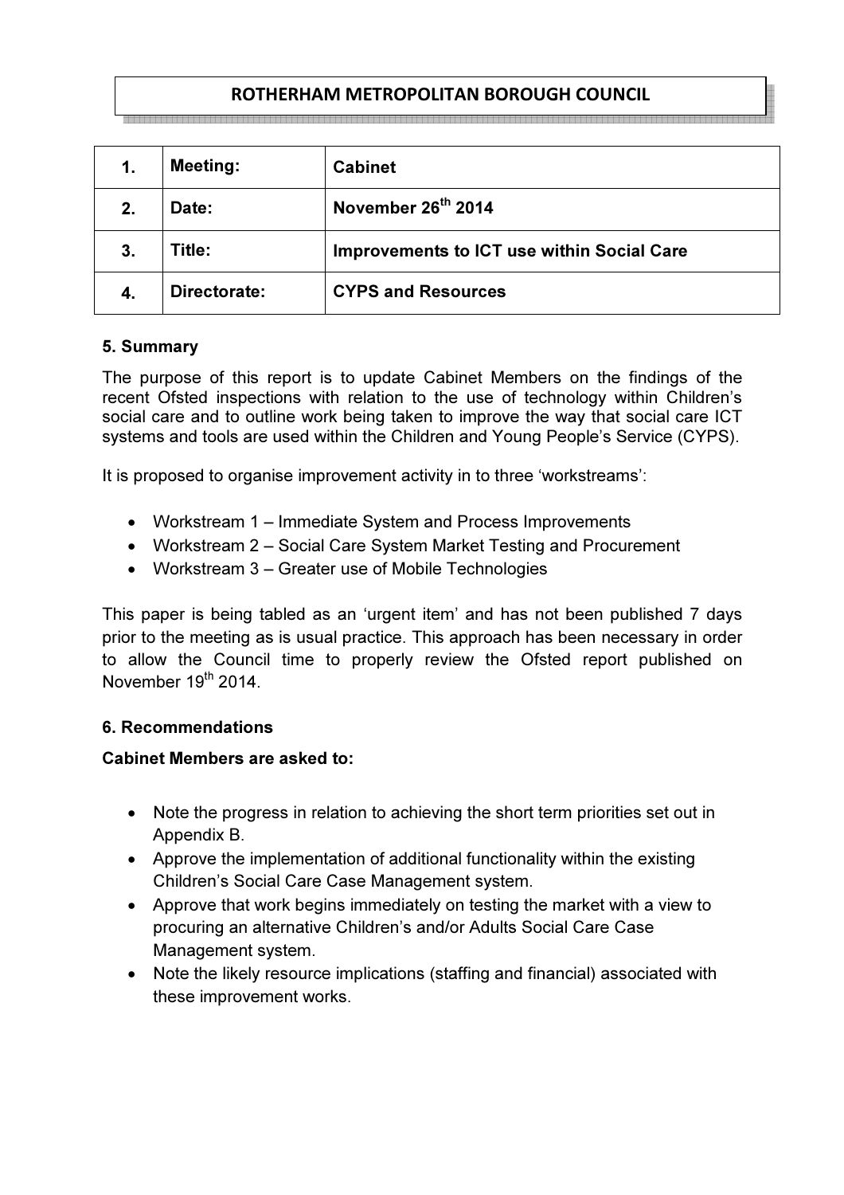# ROTHERHAM METROPOLITAN BOROUGH COUNCIL

| 1. | Meeting: | Cabinet |
|---|---|---|
| 2. | Date: | November 26th 2014 |
| 3. | Title: | Improvements to ICT use within Social Care |
| 4. | Directorate: | CYPS and Resources |

## 5. Summary

The purpose of this report is to update Cabinet Members on the findings of the recent Ofsted inspections with relation to the use of technology within Children's social care and to outline work being taken to improve the way that social care ICT systems and tools are used within the Children and Young People's Service (CYPS).

It is proposed to organise improvement activity in to three 'workstreams':

- Workstream 1 – Immediate System and Process Improvements
- Workstream 2 – Social Care System Market Testing and Procurement
- Workstream 3 – Greater use of Mobile Technologies

This paper is being tabled as an 'urgent item' and has not been published 7 days prior to the meeting as is usual practice. This approach has been necessary in order to allow the Council time to properly review the Ofsted report published on November 19th 2014.

## 6. Recommendations

**Cabinet Members are asked to:**

- Note the progress in relation to achieving the short term priorities set out in Appendix B.
- Approve the implementation of additional functionality within the existing Children's Social Care Case Management system.
- Approve that work begins immediately on testing the market with a view to procuring an alternative Children's and/or Adults Social Care Case Management system.
- Note the likely resource implications (staffing and financial) associated with these improvement works.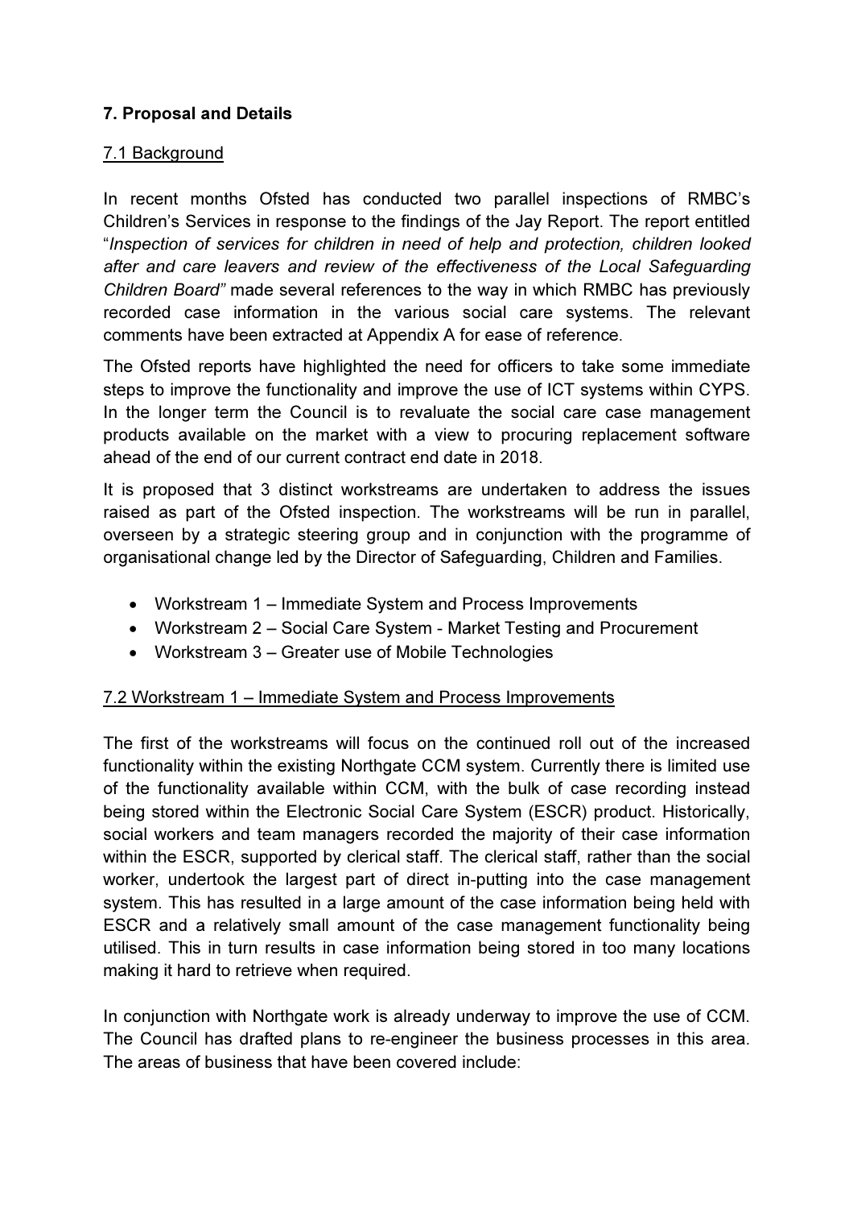## 7. Proposal and Details

### 7.1 Background

In recent months Ofsted has conducted two parallel inspections of RMBC's Children's Services in response to the findings of the Jay Report. The report entitled "*Inspection of services for children in need of help and protection, children looked after and care leavers and review of the effectiveness of the Local Safeguarding Children Board*" made several references to the way in which RMBC has previously recorded case information in the various social care systems. The relevant comments have been extracted at Appendix A for ease of reference.

The Ofsted reports have highlighted the need for officers to take some immediate steps to improve the functionality and improve the use of ICT systems within CYPS. In the longer term the Council is to revaluate the social care case management products available on the market with a view to procuring replacement software ahead of the end of our current contract end date in 2018.

It is proposed that 3 distinct workstreams are undertaken to address the issues raised as part of the Ofsted inspection. The workstreams will be run in parallel, overseen by a strategic steering group and in conjunction with the programme of organisational change led by the Director of Safeguarding, Children and Families.

- Workstream 1 – Immediate System and Process Improvements
- Workstream 2 – Social Care System - Market Testing and Procurement
- Workstream 3 – Greater use of Mobile Technologies

### 7.2 Workstream 1 – Immediate System and Process Improvements

The first of the workstreams will focus on the continued roll out of the increased functionality within the existing Northgate CCM system. Currently there is limited use of the functionality available within CCM, with the bulk of case recording instead being stored within the Electronic Social Care System (ESCR) product. Historically, social workers and team managers recorded the majority of their case information within the ESCR, supported by clerical staff. The clerical staff, rather than the social worker, undertook the largest part of direct in-putting into the case management system. This has resulted in a large amount of the case information being held with ESCR and a relatively small amount of the case management functionality being utilised. This in turn results in case information being stored in too many locations making it hard to retrieve when required.

In conjunction with Northgate work is already underway to improve the use of CCM. The Council has drafted plans to re-engineer the business processes in this area. The areas of business that have been covered include: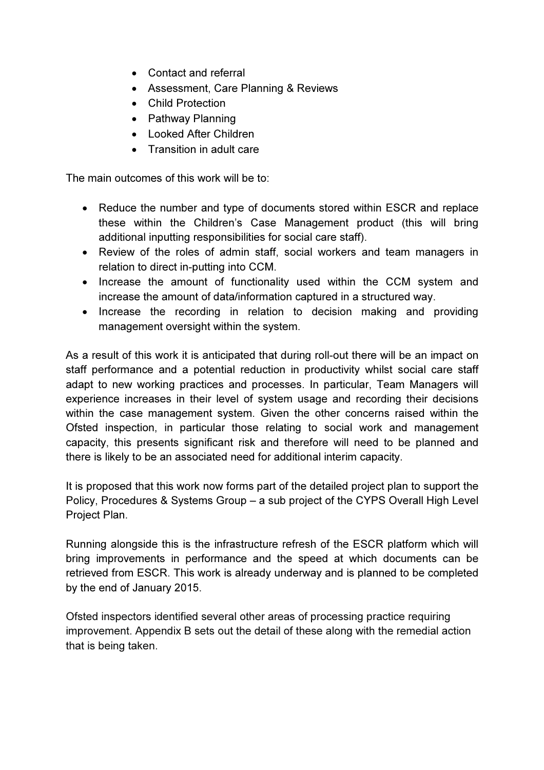- Contact and referral
- Assessment, Care Planning & Reviews
- Child Protection
- Pathway Planning
- Looked After Children
- Transition in adult care

The main outcomes of this work will be to:

- Reduce the number and type of documents stored within ESCR and replace these within the Children's Case Management product (this will bring additional inputting responsibilities for social care staff).
- Review of the roles of admin staff, social workers and team managers in relation to direct in-putting into CCM.
- Increase the amount of functionality used within the CCM system and increase the amount of data/information captured in a structured way.
- Increase the recording in relation to decision making and providing management oversight within the system.

As a result of this work it is anticipated that during roll-out there will be an impact on staff performance and a potential reduction in productivity whilst social care staff adapt to new working practices and processes. In particular, Team Managers will experience increases in their level of system usage and recording their decisions within the case management system. Given the other concerns raised within the Ofsted inspection, in particular those relating to social work and management capacity, this presents significant risk and therefore will need to be planned and there is likely to be an associated need for additional interim capacity.

It is proposed that this work now forms part of the detailed project plan to support the Policy, Procedures & Systems Group – a sub project of the CYPS Overall High Level Project Plan.

Running alongside this is the infrastructure refresh of the ESCR platform which will bring improvements in performance and the speed at which documents can be retrieved from ESCR. This work is already underway and is planned to be completed by the end of January 2015.

Ofsted inspectors identified several other areas of processing practice requiring improvement. Appendix B sets out the detail of these along with the remedial action that is being taken.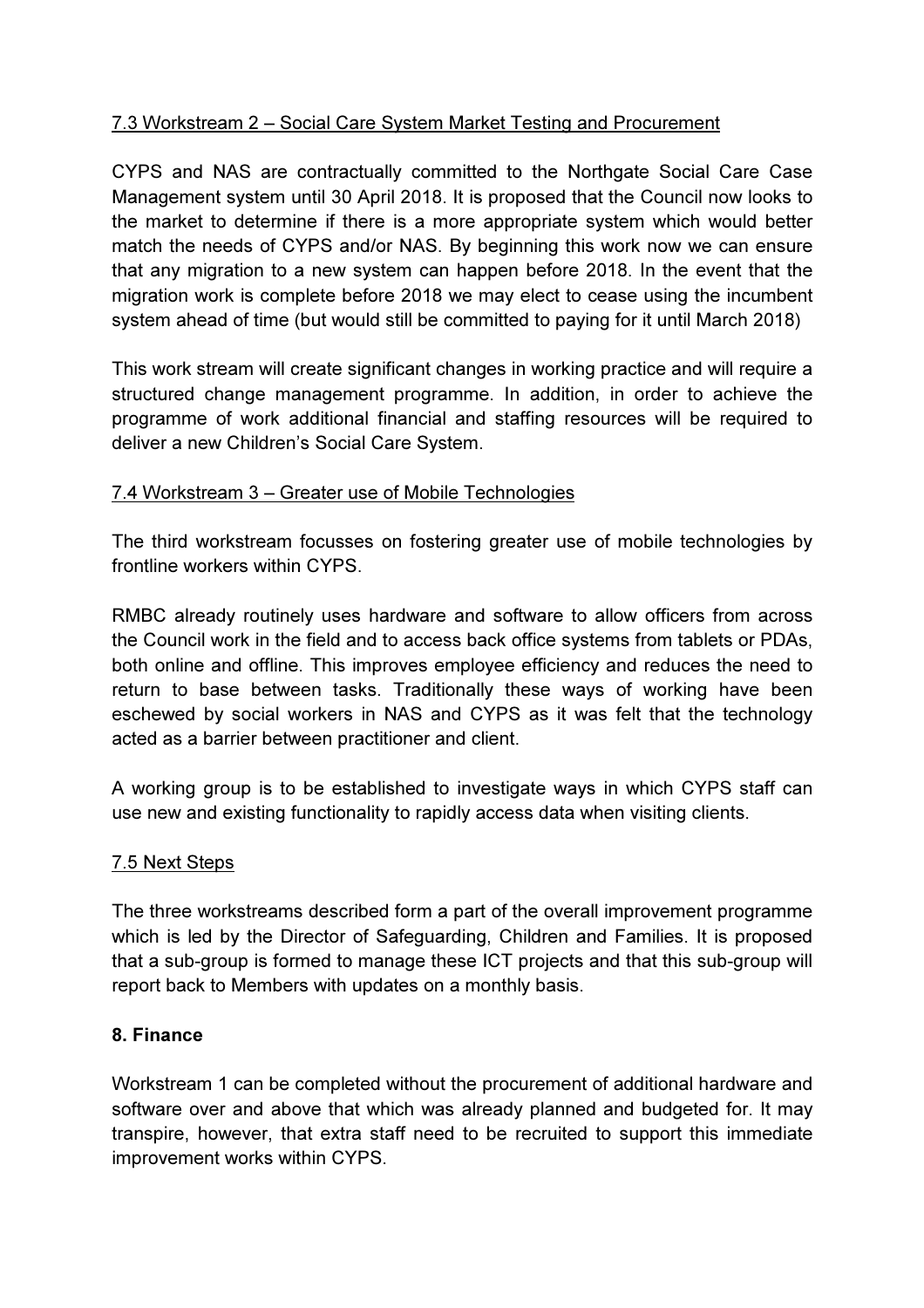<u>7.3 Workstream 2 – Social Care System Market Testing and Procurement</u>

CYPS and NAS are contractually committed to the Northgate Social Care Case Management system until 30 April 2018. It is proposed that the Council now looks to the market to determine if there is a more appropriate system which would better match the needs of CYPS and/or NAS. By beginning this work now we can ensure that any migration to a new system can happen before 2018. In the event that the migration work is complete before 2018 we may elect to cease using the incumbent system ahead of time (but would still be committed to paying for it until March 2018)

This work stream will create significant changes in working practice and will require a structured change management programme. In addition, in order to achieve the programme of work additional financial and staffing resources will be required to deliver a new Children's Social Care System.

<u>7.4 Workstream 3 – Greater use of Mobile Technologies</u>

The third workstream focusses on fostering greater use of mobile technologies by frontline workers within CYPS.

RMBC already routinely uses hardware and software to allow officers from across the Council work in the field and to access back office systems from tablets or PDAs, both online and offline. This improves employee efficiency and reduces the need to return to base between tasks. Traditionally these ways of working have been eschewed by social workers in NAS and CYPS as it was felt that the technology acted as a barrier between practitioner and client.

A working group is to be established to investigate ways in which CYPS staff can use new and existing functionality to rapidly access data when visiting clients.

<u>7.5 Next Steps</u>

The three workstreams described form a part of the overall improvement programme which is led by the Director of Safeguarding, Children and Families. It is proposed that a sub-group is formed to manage these ICT projects and that this sub-group will report back to Members with updates on a monthly basis.

**8. Finance**

Workstream 1 can be completed without the procurement of additional hardware and software over and above that which was already planned and budgeted for. It may transpire, however, that extra staff need to be recruited to support this immediate improvement works within CYPS.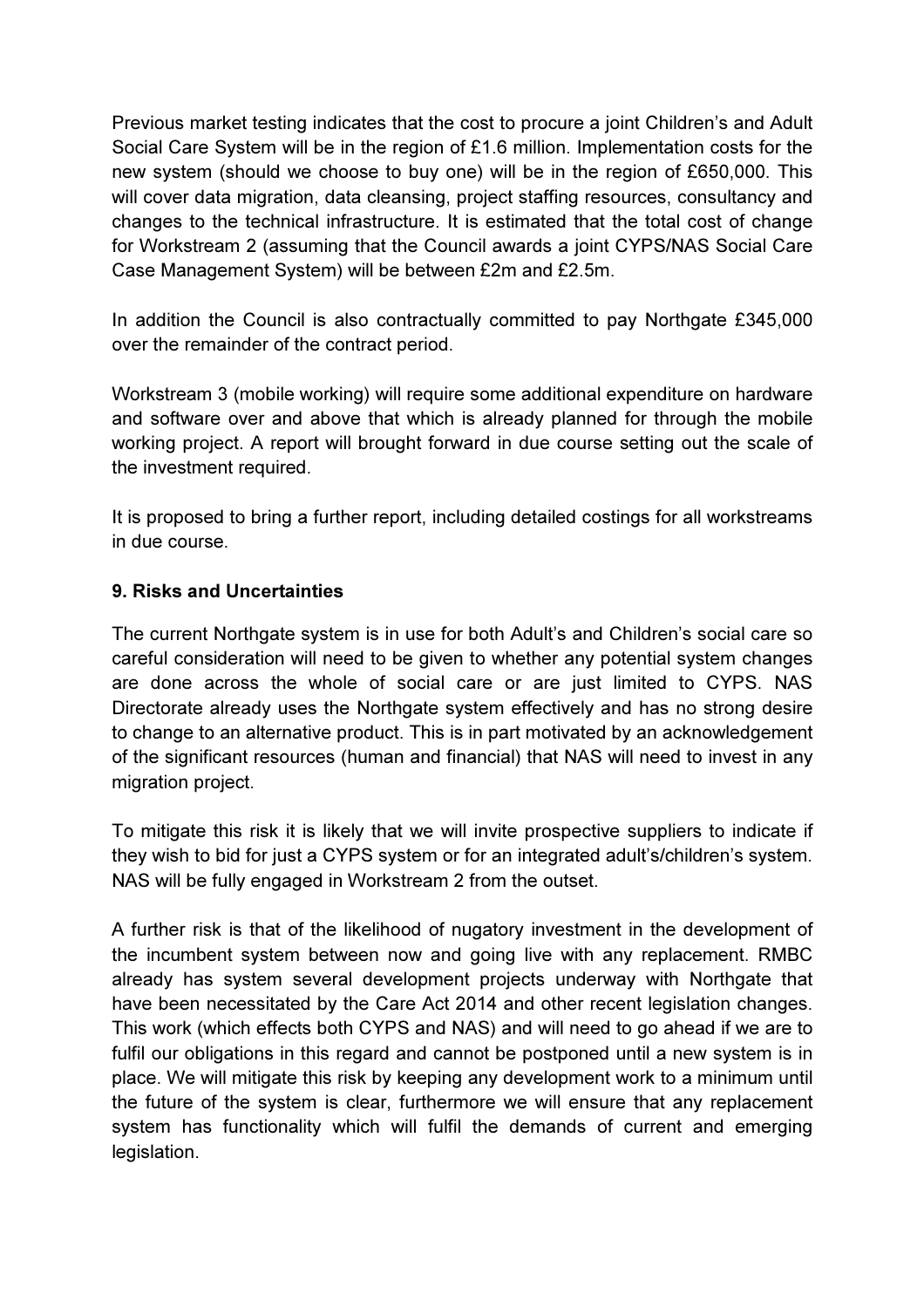Previous market testing indicates that the cost to procure a joint Children's and Adult Social Care System will be in the region of £1.6 million. Implementation costs for the new system (should we choose to buy one) will be in the region of £650,000. This will cover data migration, data cleansing, project staffing resources, consultancy and changes to the technical infrastructure. It is estimated that the total cost of change for Workstream 2 (assuming that the Council awards a joint CYPS/NAS Social Care Case Management System) will be between £2m and £2.5m.

In addition the Council is also contractually committed to pay Northgate £345,000 over the remainder of the contract period.

Workstream 3 (mobile working) will require some additional expenditure on hardware and software over and above that which is already planned for through the mobile working project. A report will brought forward in due course setting out the scale of the investment required.

It is proposed to bring a further report, including detailed costings for all workstreams in due course.

## 9. Risks and Uncertainties

The current Northgate system is in use for both Adult's and Children's social care so careful consideration will need to be given to whether any potential system changes are done across the whole of social care or are just limited to CYPS. NAS Directorate already uses the Northgate system effectively and has no strong desire to change to an alternative product. This is in part motivated by an acknowledgement of the significant resources (human and financial) that NAS will need to invest in any migration project.

To mitigate this risk it is likely that we will invite prospective suppliers to indicate if they wish to bid for just a CYPS system or for an integrated adult's/children's system. NAS will be fully engaged in Workstream 2 from the outset.

A further risk is that of the likelihood of nugatory investment in the development of the incumbent system between now and going live with any replacement. RMBC already has system several development projects underway with Northgate that have been necessitated by the Care Act 2014 and other recent legislation changes. This work (which effects both CYPS and NAS) and will need to go ahead if we are to fulfil our obligations in this regard and cannot be postponed until a new system is in place. We will mitigate this risk by keeping any development work to a minimum until the future of the system is clear, furthermore we will ensure that any replacement system has functionality which will fulfil the demands of current and emerging legislation.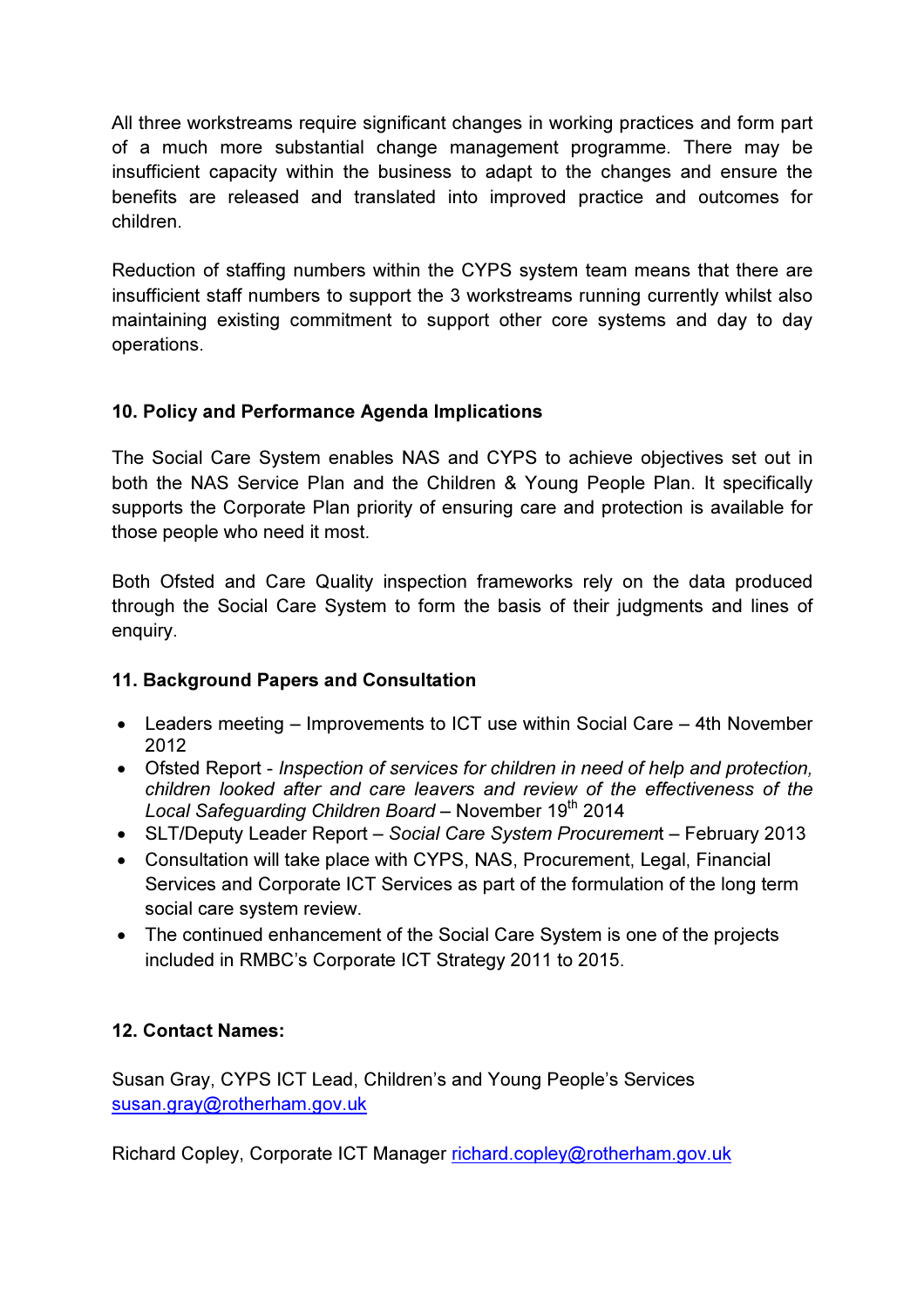All three workstreams require significant changes in working practices and form part of a much more substantial change management programme. There may be insufficient capacity within the business to adapt to the changes and ensure the benefits are released and translated into improved practice and outcomes for children.

Reduction of staffing numbers within the CYPS system team means that there are insufficient staff numbers to support the 3 workstreams running currently whilst also maintaining existing commitment to support other core systems and day to day operations.

## 10. Policy and Performance Agenda Implications

The Social Care System enables NAS and CYPS to achieve objectives set out in both the NAS Service Plan and the Children & Young People Plan. It specifically supports the Corporate Plan priority of ensuring care and protection is available for those people who need it most.

Both Ofsted and Care Quality inspection frameworks rely on the data produced through the Social Care System to form the basis of their judgments and lines of enquiry.

## 11. Background Papers and Consultation

- Leaders meeting – Improvements to ICT use within Social Care – 4th November 2012
- Ofsted Report - *Inspection of services for children in need of help and protection, children looked after and care leavers and review of the effectiveness of the Local Safeguarding Children Board* – November 19th 2014
- SLT/Deputy Leader Report – *Social Care System Procurement* – February 2013
- Consultation will take place with CYPS, NAS, Procurement, Legal, Financial Services and Corporate ICT Services as part of the formulation of the long term social care system review.
- The continued enhancement of the Social Care System is one of the projects included in RMBC's Corporate ICT Strategy 2011 to 2015.

## 12. Contact Names:

Susan Gray, CYPS ICT Lead, Children's and Young People's Services
susan.gray@rotherham.gov.uk

Richard Copley, Corporate ICT Manager richard.copley@rotherham.gov.uk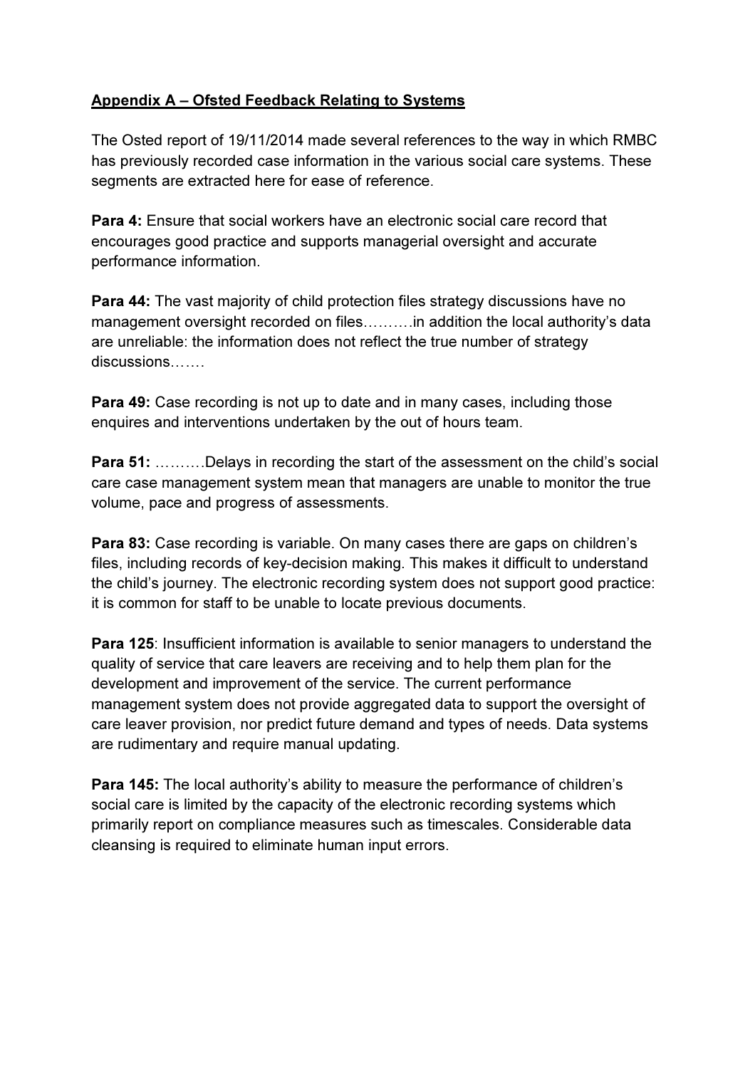## Appendix A – Ofsted Feedback Relating to Systems

The Osted report of 19/11/2014 made several references to the way in which RMBC has previously recorded case information in the various social care systems. These segments are extracted here for ease of reference.

**Para 4:** Ensure that social workers have an electronic social care record that encourages good practice and supports managerial oversight and accurate performance information.

**Para 44:** The vast majority of child protection files strategy discussions have no management oversight recorded on files……….in addition the local authority's data are unreliable: the information does not reflect the true number of strategy discussions…….

**Para 49:** Case recording is not up to date and in many cases, including those enquires and interventions undertaken by the out of hours team.

**Para 51:** ……….Delays in recording the start of the assessment on the child's social care case management system mean that managers are unable to monitor the true volume, pace and progress of assessments.

**Para 83:** Case recording is variable. On many cases there are gaps on children's files, including records of key-decision making. This makes it difficult to understand the child's journey. The electronic recording system does not support good practice: it is common for staff to be unable to locate previous documents.

**Para 125**: Insufficient information is available to senior managers to understand the quality of service that care leavers are receiving and to help them plan for the development and improvement of the service. The current performance management system does not provide aggregated data to support the oversight of care leaver provision, nor predict future demand and types of needs. Data systems are rudimentary and require manual updating.

**Para 145:** The local authority's ability to measure the performance of children's social care is limited by the capacity of the electronic recording systems which primarily report on compliance measures such as timescales. Considerable data cleansing is required to eliminate human input errors.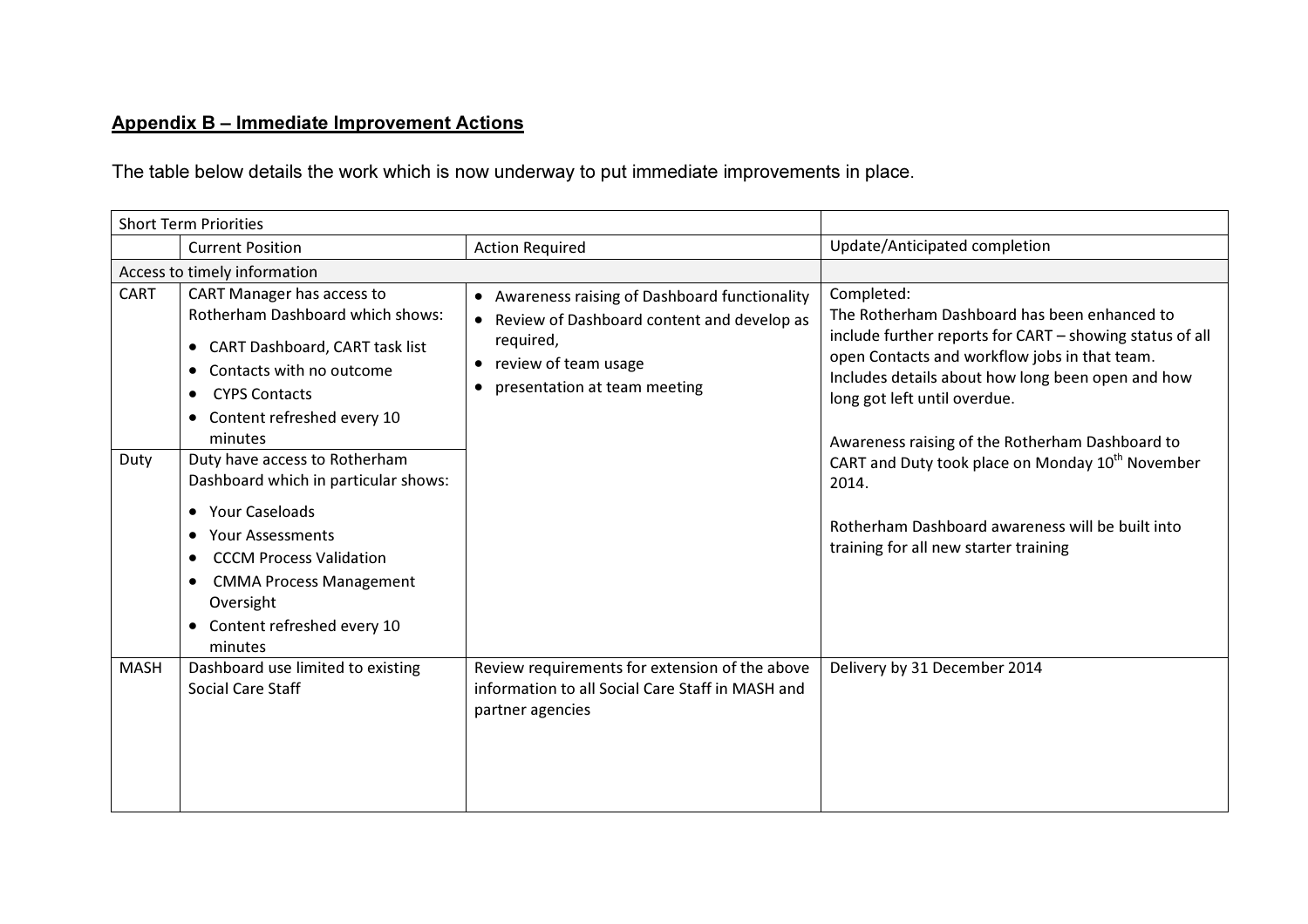**Appendix B – Immediate Improvement Actions**

The table below details the work which is now underway to put immediate improvements in place.

| Short Term Priorities | | | |
|---|---|---|---|
| | Current Position | Action Required | Update/Anticipated completion |
| Access to timely information | | | |
| CART | CART Manager has access to Rotherham Dashboard which shows:<br>• CART Dashboard, CART task list<br>• Contacts with no outcome<br>• CYPS Contacts<br>• Content refreshed every 10 minutes | • Awareness raising of Dashboard functionality<br>• Review of Dashboard content and develop as required,<br>• review of team usage<br>• presentation at team meeting | Completed:<br>The Rotherham Dashboard has been enhanced to include further reports for CART – showing status of all open Contacts and workflow jobs in that team. Includes details about how long been open and how long got left until overdue.<br><br>Awareness raising of the Rotherham Dashboard to CART and Duty took place on Monday 10th November 2014.<br><br>Rotherham Dashboard awareness will be built into training for all new starter training |
| Duty | Duty have access to Rotherham Dashboard which in particular shows:<br>• Your Caseloads<br>• Your Assessments<br>• CCCM Process Validation<br>• CMMA Process Management Oversight<br>• Content refreshed every 10 minutes | | |
| MASH | Dashboard use limited to existing Social Care Staff | Review requirements for extension of the above information to all Social Care Staff in MASH and partner agencies | Delivery by 31 December 2014 |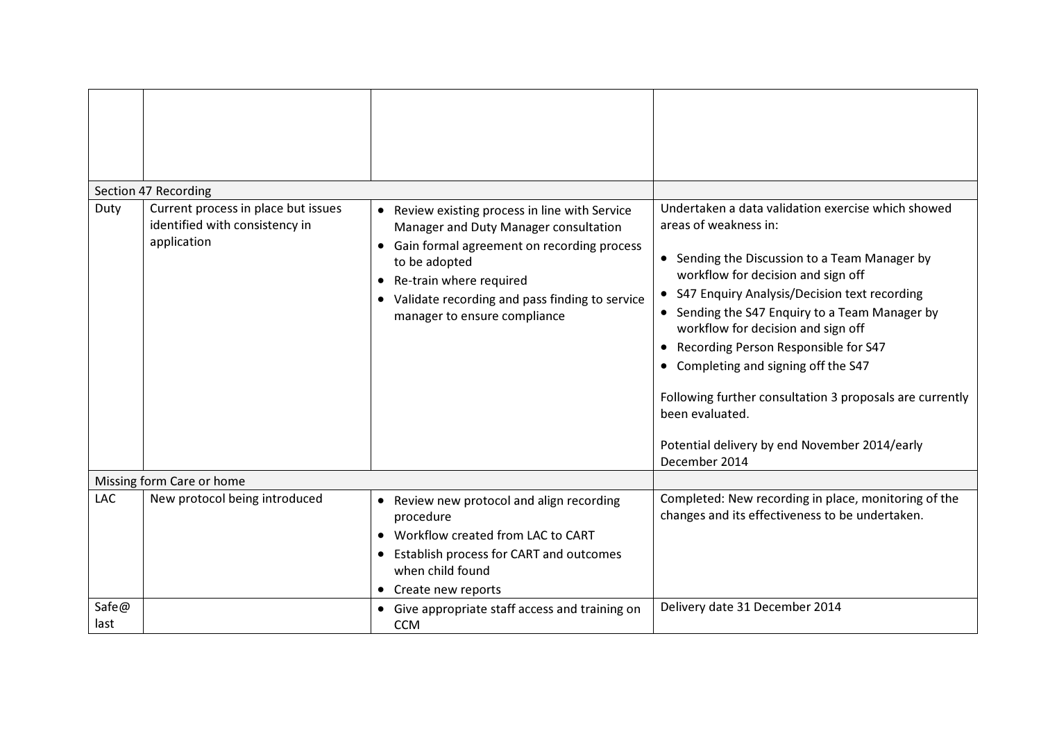| | | | |
|---|---|---|---|
| | | | |
| Section 47 Recording | | | |
| Duty | Current process in place but issues identified with consistency in application | • Review existing process in line with Service Manager and Duty Manager consultation<br>• Gain formal agreement on recording process to be adopted<br>• Re-train where required<br>• Validate recording and pass finding to service manager to ensure compliance | Undertaken a data validation exercise which showed areas of weakness in:<br><br>• Sending the Discussion to a Team Manager by workflow for decision and sign off<br>• S47 Enquiry Analysis/Decision text recording<br>• Sending the S47 Enquiry to a Team Manager by workflow for decision and sign off<br>• Recording Person Responsible for S47<br>• Completing and signing off the S47<br><br>Following further consultation 3 proposals are currently been evaluated.<br><br>Potential delivery by end November 2014/early December 2014 |
| Missing form Care or home | | | |
| LAC | New protocol being introduced | • Review new protocol and align recording procedure<br>• Workflow created from LAC to CART<br>• Establish process for CART and outcomes when child found<br>• Create new reports | Completed: New recording in place, monitoring of the changes and its effectiveness to be undertaken. |
| Safe@ last | | • Give appropriate staff access and training on CCM | Delivery date 31 December 2014 |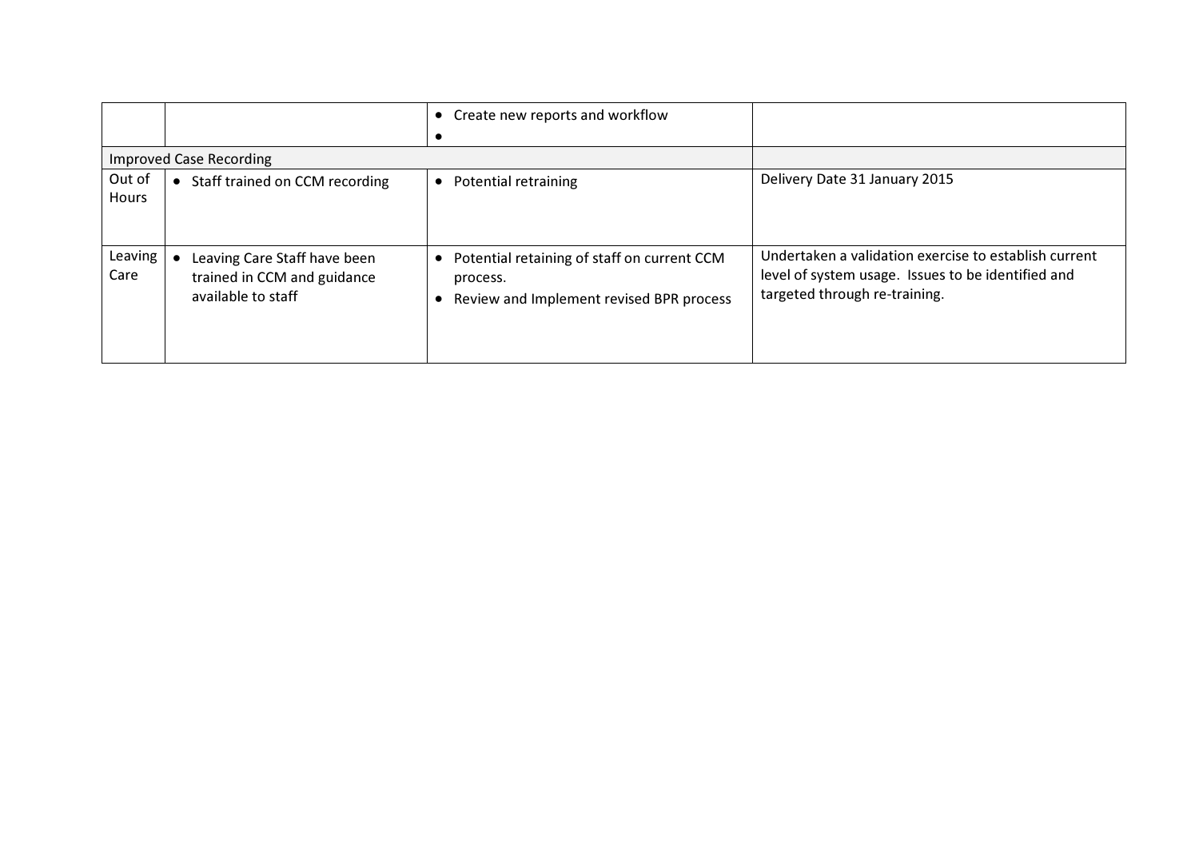| | | | |
|---|---|---|---|
| | | • Create new reports and workflow<br>• | |
| Improved Case Recording | | | |
| Out of Hours | • Staff trained on CCM recording | • Potential retraining | Delivery Date 31 January 2015 |
| Leaving Care | • Leaving Care Staff have been trained in CCM and guidance available to staff | • Potential retaining of staff on current CCM process.<br>• Review and Implement revised BPR process | Undertaken a validation exercise to establish current level of system usage. Issues to be identified and targeted through re-training. |